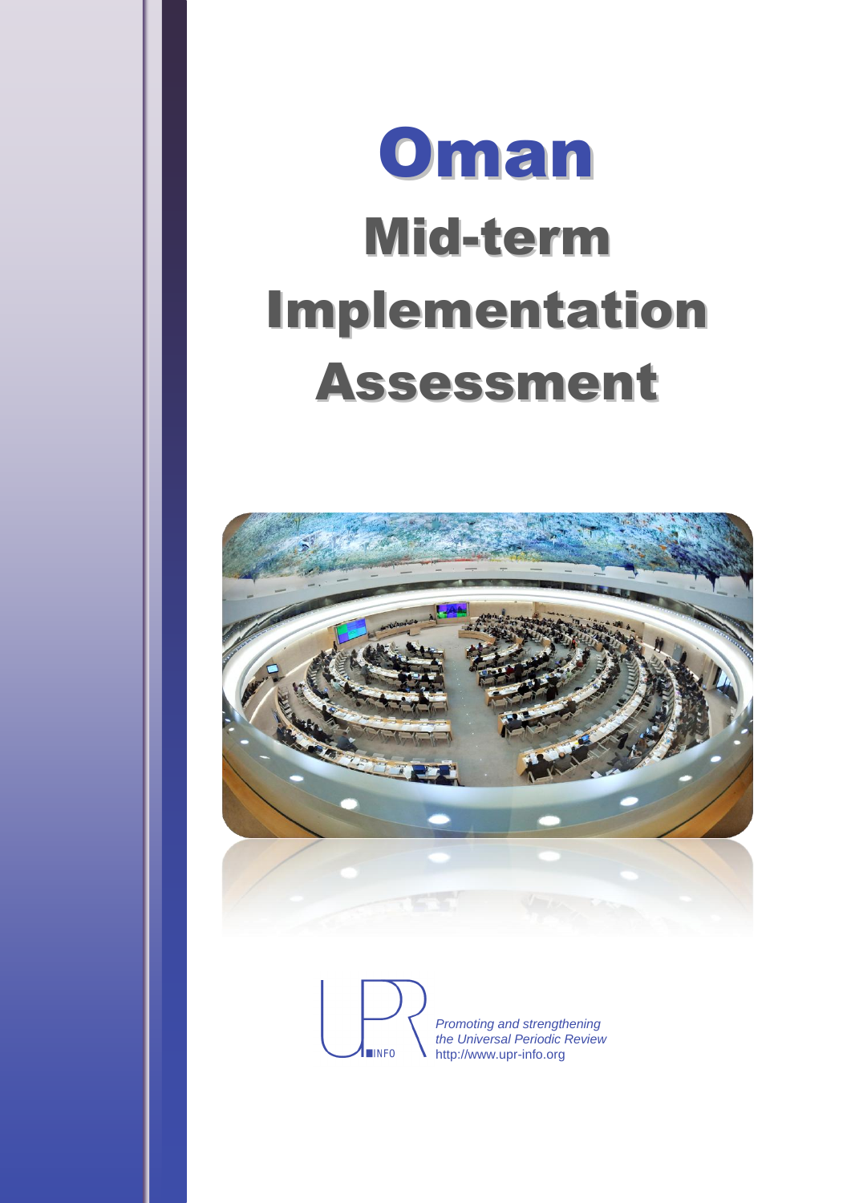# Oman

# Mid-term Implementation Assessment

UPR INFO

*Promoting and strengthening the Universal Periodic Review*
http://www.upr-info.org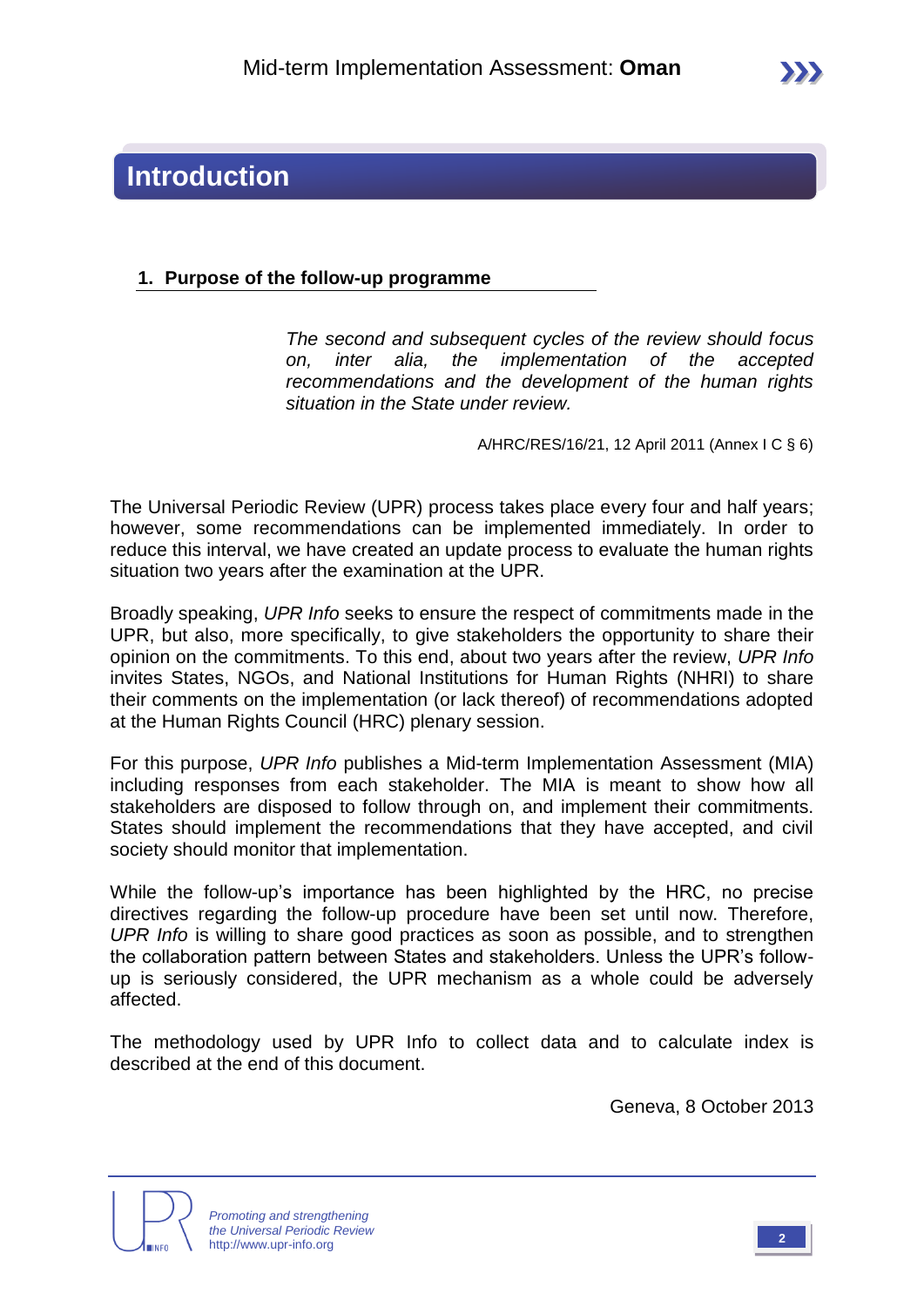# Introduction

## 1. Purpose of the follow-up programme

> *The second and subsequent cycles of the review should focus on, inter alia, the implementation of the accepted recommendations and the development of the human rights situation in the State under review.*
>
> A/HRC/RES/16/21, 12 April 2011 (Annex I C § 6)

The Universal Periodic Review (UPR) process takes place every four and half years; however, some recommendations can be implemented immediately. In order to reduce this interval, we have created an update process to evaluate the human rights situation two years after the examination at the UPR.

Broadly speaking, *UPR Info* seeks to ensure the respect of commitments made in the UPR, but also, more specifically, to give stakeholders the opportunity to share their opinion on the commitments. To this end, about two years after the review, *UPR Info* invites States, NGOs, and National Institutions for Human Rights (NHRI) to share their comments on the implementation (or lack thereof) of recommendations adopted at the Human Rights Council (HRC) plenary session.

For this purpose, *UPR Info* publishes a Mid-term Implementation Assessment (MIA) including responses from each stakeholder. The MIA is meant to show how all stakeholders are disposed to follow through on, and implement their commitments. States should implement the recommendations that they have accepted, and civil society should monitor that implementation.

While the follow-up's importance has been highlighted by the HRC, no precise directives regarding the follow-up procedure have been set until now. Therefore, *UPR Info* is willing to share good practices as soon as possible, and to strengthen the collaboration pattern between States and stakeholders. Unless the UPR's follow-up is seriously considered, the UPR mechanism as a whole could be adversely affected.

The methodology used by UPR Info to collect data and to calculate index is described at the end of this document.

Geneva, 8 October 2013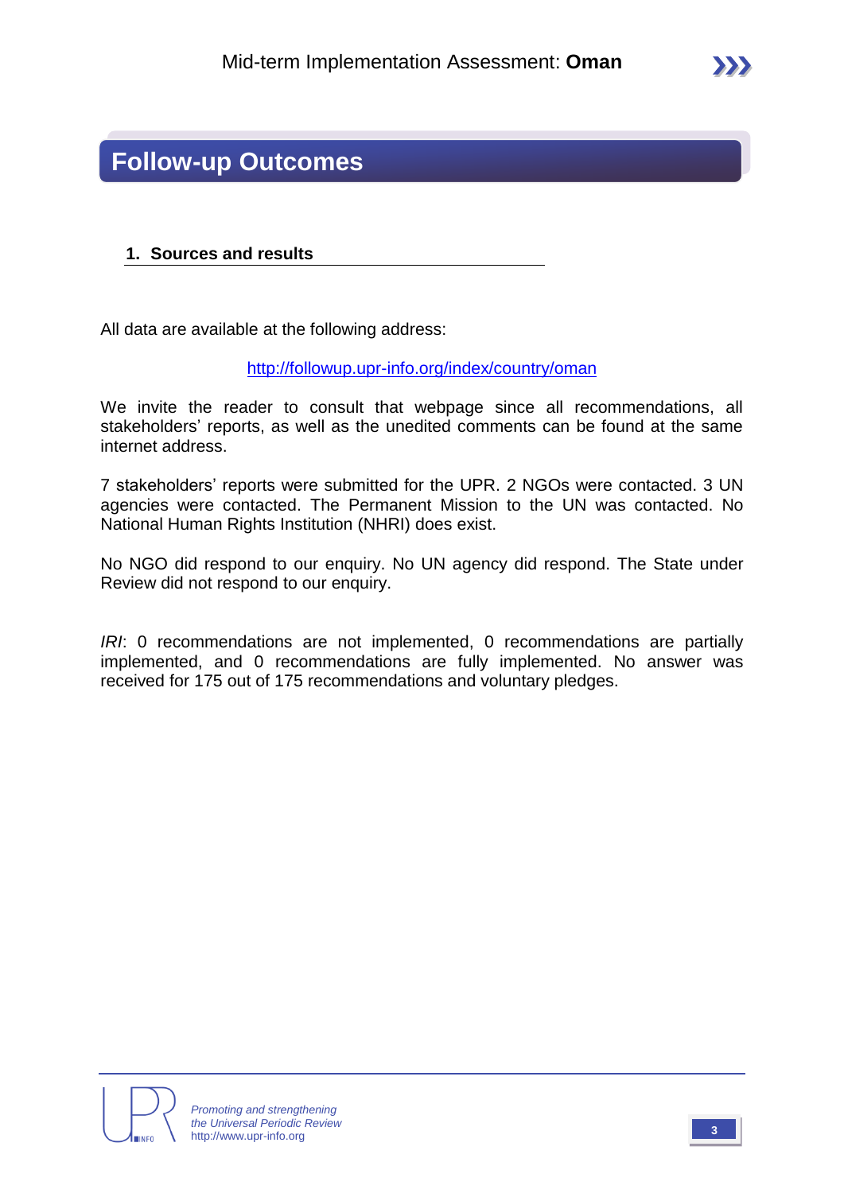# Follow-up Outcomes

## 1. Sources and results

All data are available at the following address:

http://followup.upr-info.org/index/country/oman

We invite the reader to consult that webpage since all recommendations, all stakeholders' reports, as well as the unedited comments can be found at the same internet address.

7 stakeholders' reports were submitted for the UPR. 2 NGOs were contacted. 3 UN agencies were contacted. The Permanent Mission to the UN was contacted. No National Human Rights Institution (NHRI) does exist.

No NGO did respond to our enquiry. No UN agency did respond. The State under Review did not respond to our enquiry.

*IRI*: 0 recommendations are not implemented, 0 recommendations are partially implemented, and 0 recommendations are fully implemented. No answer was received for 175 out of 175 recommendations and voluntary pledges.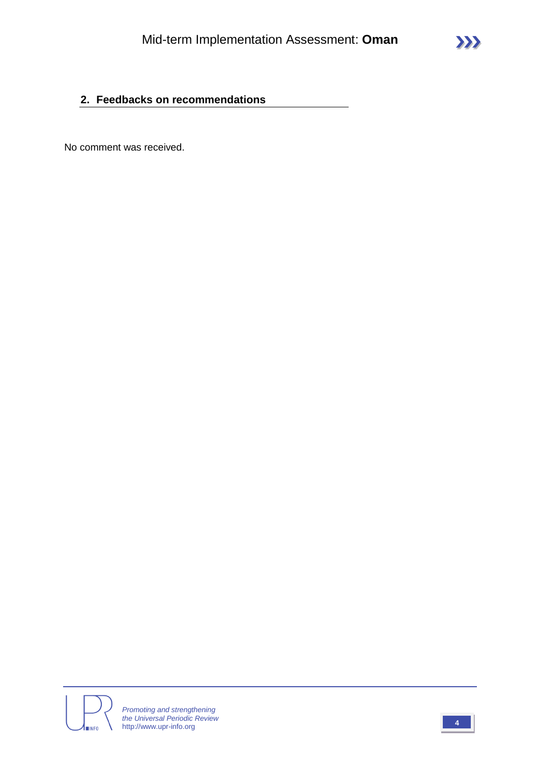## 2. Feedbacks on recommendations

No comment was received.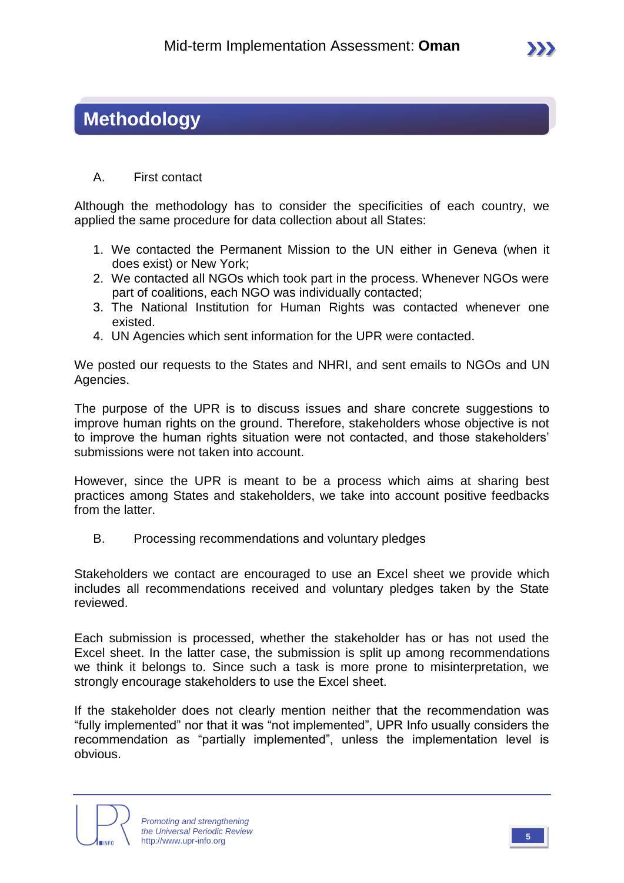# Methodology

## A. First contact

Although the methodology has to consider the specificities of each country, we applied the same procedure for data collection about all States:

1. We contacted the Permanent Mission to the UN either in Geneva (when it does exist) or New York;
2. We contacted all NGOs which took part in the process. Whenever NGOs were part of coalitions, each NGO was individually contacted;
3. The National Institution for Human Rights was contacted whenever one existed.
4. UN Agencies which sent information for the UPR were contacted.

We posted our requests to the States and NHRI, and sent emails to NGOs and UN Agencies.

The purpose of the UPR is to discuss issues and share concrete suggestions to improve human rights on the ground. Therefore, stakeholders whose objective is not to improve the human rights situation were not contacted, and those stakeholders' submissions were not taken into account.

However, since the UPR is meant to be a process which aims at sharing best practices among States and stakeholders, we take into account positive feedbacks from the latter.

## B. Processing recommendations and voluntary pledges

Stakeholders we contact are encouraged to use an Excel sheet we provide which includes all recommendations received and voluntary pledges taken by the State reviewed.

Each submission is processed, whether the stakeholder has or has not used the Excel sheet. In the latter case, the submission is split up among recommendations we think it belongs to. Since such a task is more prone to misinterpretation, we strongly encourage stakeholders to use the Excel sheet.

If the stakeholder does not clearly mention neither that the recommendation was "fully implemented" nor that it was "not implemented", UPR Info usually considers the recommendation as "partially implemented", unless the implementation level is obvious.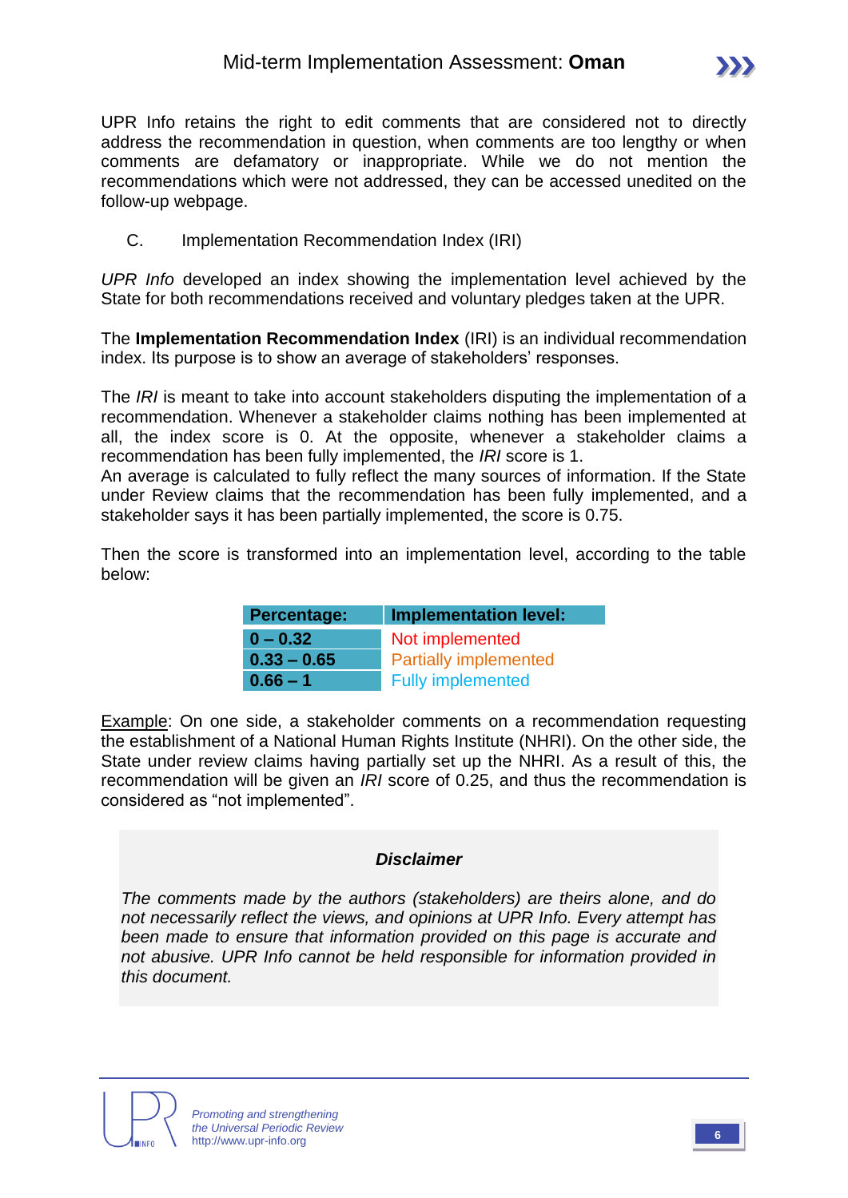UPR Info retains the right to edit comments that are considered not to directly address the recommendation in question, when comments are too lengthy or when comments are defamatory or inappropriate. While we do not mention the recommendations which were not addressed, they can be accessed unedited on the follow-up webpage.

## C. Implementation Recommendation Index (IRI)

*UPR Info* developed an index showing the implementation level achieved by the State for both recommendations received and voluntary pledges taken at the UPR.

The **Implementation Recommendation Index** (IRI) is an individual recommendation index. Its purpose is to show an average of stakeholders' responses.

The *IRI* is meant to take into account stakeholders disputing the implementation of a recommendation. Whenever a stakeholder claims nothing has been implemented at all, the index score is 0. At the opposite, whenever a stakeholder claims a recommendation has been fully implemented, the *IRI* score is 1.
An average is calculated to fully reflect the many sources of information. If the State under Review claims that the recommendation has been fully implemented, and a stakeholder says it has been partially implemented, the score is 0.75.

Then the score is transformed into an implementation level, according to the table below:

| Percentage: | Implementation level: |
|---|---|
| 0 – 0.32 | Not implemented |
| 0.33 – 0.65 | Partially implemented |
| 0.66 – 1 | Fully implemented |

Example: On one side, a stakeholder comments on a recommendation requesting the establishment of a National Human Rights Institute (NHRI). On the other side, the State under review claims having partially set up the NHRI. As a result of this, the recommendation will be given an *IRI* score of 0.25, and thus the recommendation is considered as "not implemented".

### *Disclaimer*

*The comments made by the authors (stakeholders) are theirs alone, and do not necessarily reflect the views, and opinions at UPR Info. Every attempt has been made to ensure that information provided on this page is accurate and not abusive. UPR Info cannot be held responsible for information provided in this document.*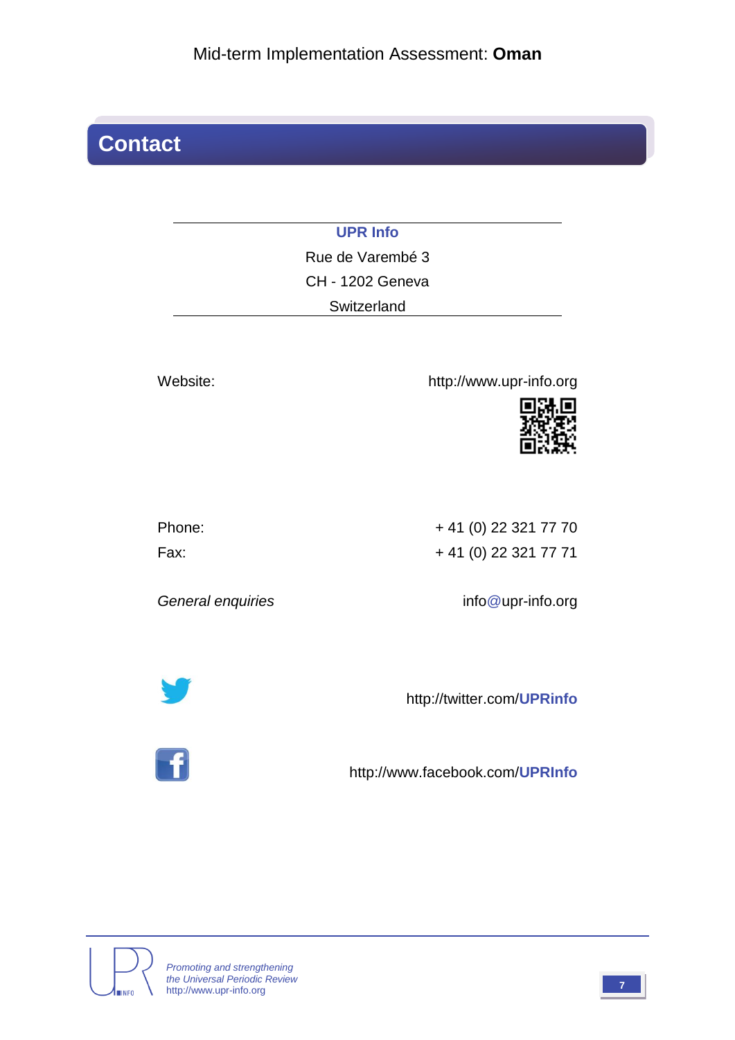# Contact

**UPR Info**
Rue de Varembé 3
CH - 1202 Geneva
Switzerland

Website: http://www.upr-info.org

Phone: + 41 (0) 22 321 77 70
Fax: + 41 (0) 22 321 77 71

*General enquiries* info@upr-info.org

http://twitter.com/**UPRinfo**

http://www.facebook.com/**UPRInfo**